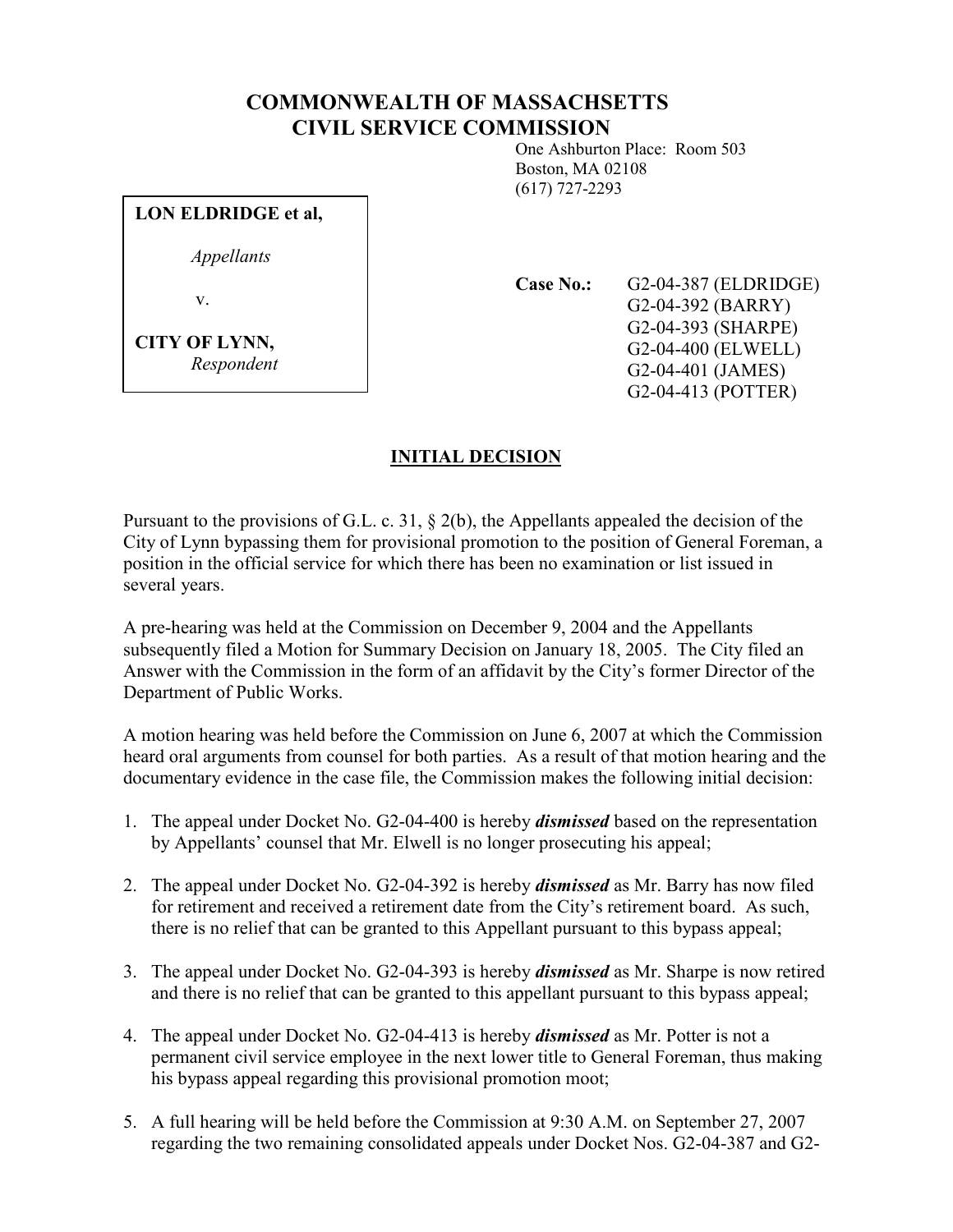# COMMONWEALTH OF MASSACHSETTS
# CIVIL SERVICE COMMISSION

One Ashburton Place: Room 503
Boston, MA 02108
(617) 727-2293

**LON ELDRIDGE et al,**

*Appellants*

v.

**CITY OF LYNN,**
*Respondent*

**Case No.:** G2-04-387 (ELDRIDGE)
G2-04-392 (BARRY)
G2-04-393 (SHARPE)
G2-04-400 (ELWELL)
G2-04-401 (JAMES)
G2-04-413 (POTTER)

## INITIAL DECISION

Pursuant to the provisions of G.L. c. 31, § 2(b), the Appellants appealed the decision of the City of Lynn bypassing them for provisional promotion to the position of General Foreman, a position in the official service for which there has been no examination or list issued in several years.

A pre-hearing was held at the Commission on December 9, 2004 and the Appellants subsequently filed a Motion for Summary Decision on January 18, 2005. The City filed an Answer with the Commission in the form of an affidavit by the City's former Director of the Department of Public Works.

A motion hearing was held before the Commission on June 6, 2007 at which the Commission heard oral arguments from counsel for both parties. As a result of that motion hearing and the documentary evidence in the case file, the Commission makes the following initial decision:

1. The appeal under Docket No. G2-04-400 is hereby ***dismissed*** based on the representation by Appellants' counsel that Mr. Elwell is no longer prosecuting his appeal;

2. The appeal under Docket No. G2-04-392 is hereby ***dismissed*** as Mr. Barry has now filed for retirement and received a retirement date from the City's retirement board. As such, there is no relief that can be granted to this Appellant pursuant to this bypass appeal;

3. The appeal under Docket No. G2-04-393 is hereby ***dismissed*** as Mr. Sharpe is now retired and there is no relief that can be granted to this appellant pursuant to this bypass appeal;

4. The appeal under Docket No. G2-04-413 is hereby ***dismissed*** as Mr. Potter is not a permanent civil service employee in the next lower title to General Foreman, thus making his bypass appeal regarding this provisional promotion moot;

5. A full hearing will be held before the Commission at 9:30 A.M. on September 27, 2007 regarding the two remaining consolidated appeals under Docket Nos. G2-04-387 and G2-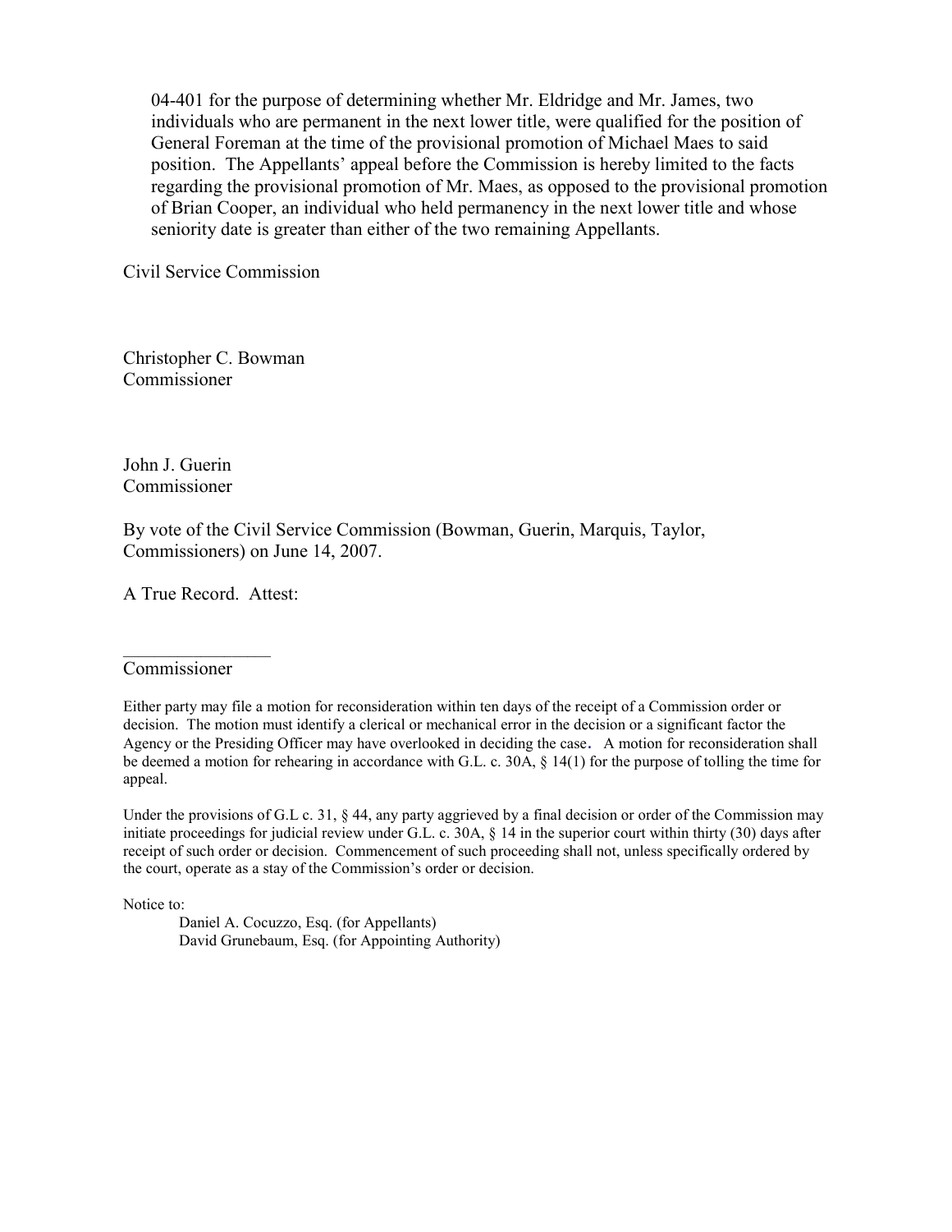04-401 for the purpose of determining whether Mr. Eldridge and Mr. James, two individuals who are permanent in the next lower title, were qualified for the position of General Foreman at the time of the provisional promotion of Michael Maes to said position. The Appellants' appeal before the Commission is hereby limited to the facts regarding the provisional promotion of Mr. Maes, as opposed to the provisional promotion of Brian Cooper, an individual who held permanency in the next lower title and whose seniority date is greater than either of the two remaining Appellants.

Civil Service Commission

Christopher C. Bowman
Commissioner

John J. Guerin
Commissioner

By vote of the Civil Service Commission (Bowman, Guerin, Marquis, Taylor, Commissioners) on June 14, 2007.

A True Record. Attest:

________________
Commissioner

Either party may file a motion for reconsideration within ten days of the receipt of a Commission order or decision. The motion must identify a clerical or mechanical error in the decision or a significant factor the Agency or the Presiding Officer may have overlooked in deciding the case. A motion for reconsideration shall be deemed a motion for rehearing in accordance with G.L. c. 30A, § 14(1) for the purpose of tolling the time for appeal.

Under the provisions of G.L c. 31, § 44, any party aggrieved by a final decision or order of the Commission may initiate proceedings for judicial review under G.L. c. 30A, § 14 in the superior court within thirty (30) days after receipt of such order or decision. Commencement of such proceeding shall not, unless specifically ordered by the court, operate as a stay of the Commission's order or decision.

Notice to:

Daniel A. Cocuzzo, Esq. (for Appellants)
David Grunebaum, Esq. (for Appointing Authority)